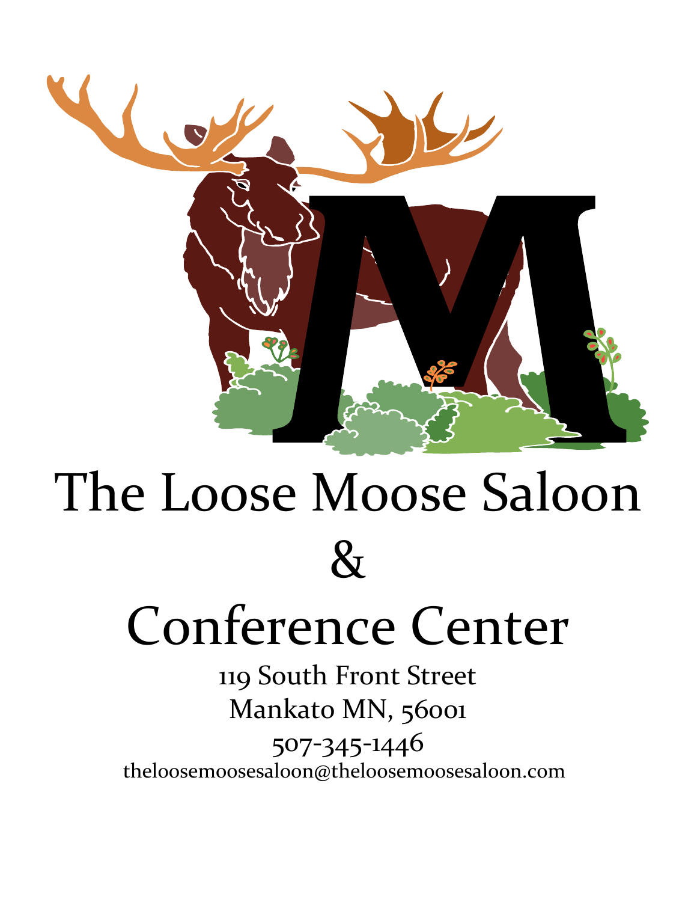# The Loose Moose Saloon & Conference Center

119 South Front Street
Mankato MN, 56001
507-345-1446
theloosemoosesaloon@theloosemoosesaloon.com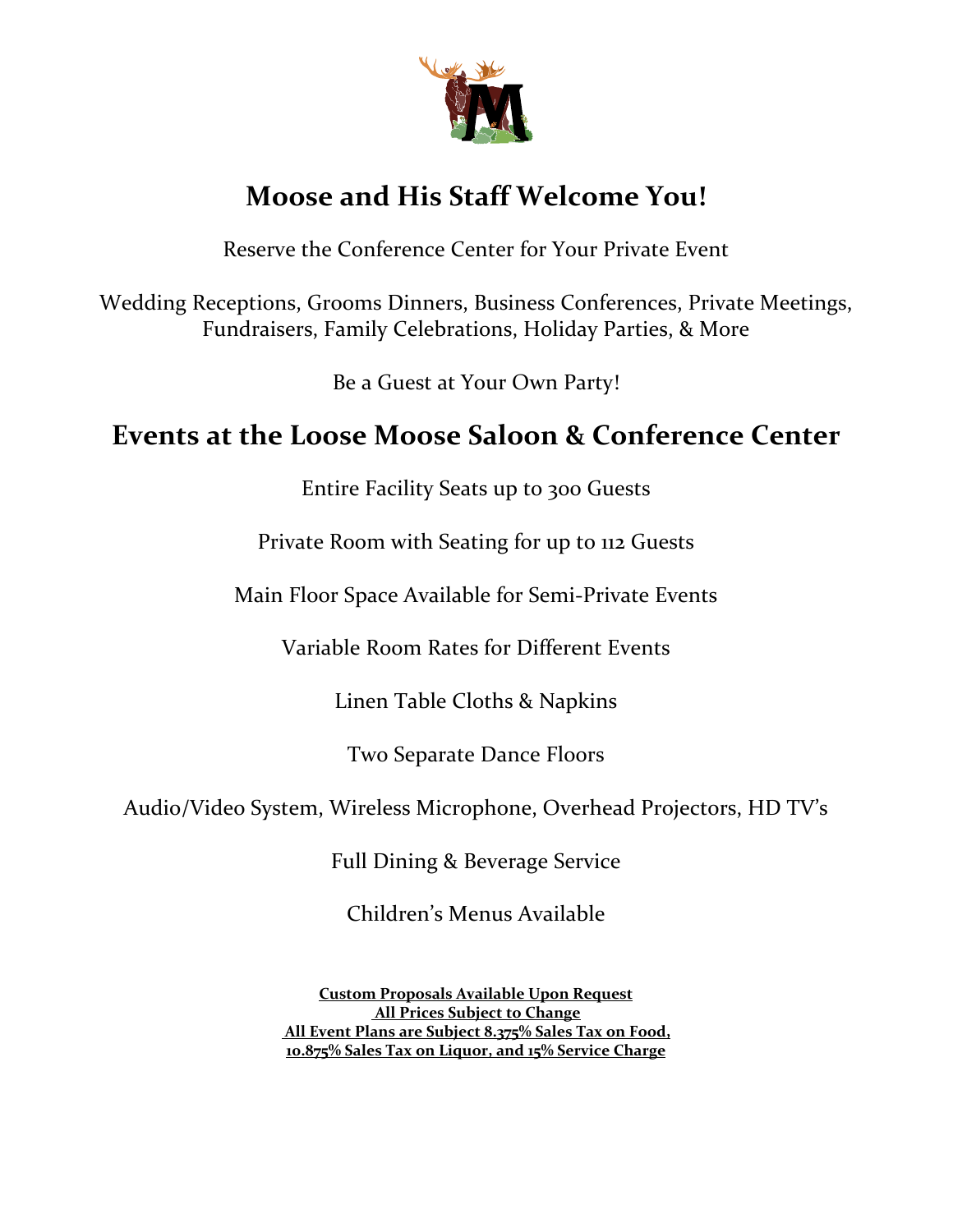# Moose and His Staff Welcome You!

Reserve the Conference Center for Your Private Event

Wedding Receptions, Grooms Dinners, Business Conferences, Private Meetings, Fundraisers, Family Celebrations, Holiday Parties, & More

Be a Guest at Your Own Party!

## Events at the Loose Moose Saloon & Conference Center

Entire Facility Seats up to 300 Guests

Private Room with Seating for up to 112 Guests

Main Floor Space Available for Semi-Private Events

Variable Room Rates for Different Events

Linen Table Cloths & Napkins

Two Separate Dance Floors

Audio/Video System, Wireless Microphone, Overhead Projectors, HD TV's

Full Dining & Beverage Service

Children's Menus Available

**Custom Proposals Available Upon Request**
**All Prices Subject to Change**
**All Event Plans are Subject 8.375% Sales Tax on Food, 10.875% Sales Tax on Liquor, and 15% Service Charge**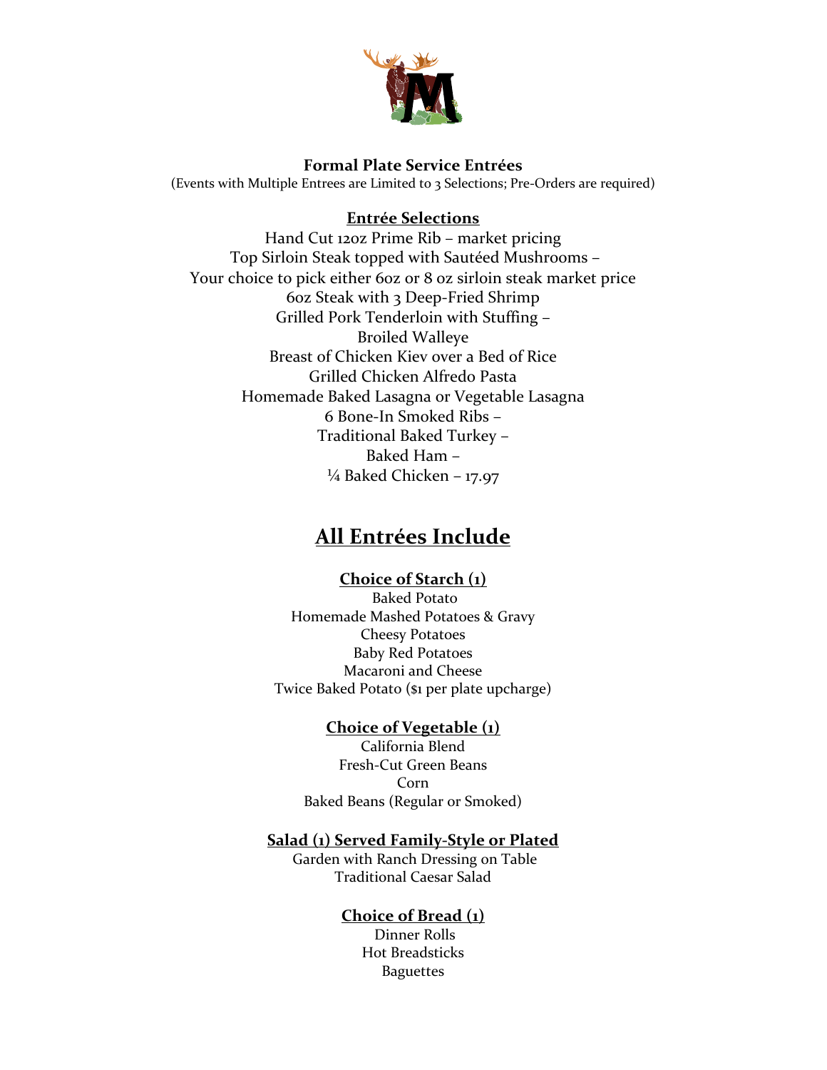**Formal Plate Service Entrées**

(Events with Multiple Entrees are Limited to 3 Selections; Pre-Orders are required)

**Entrée Selections**

Hand Cut 12oz Prime Rib – market pricing
Top Sirloin Steak topped with Sautéed Mushrooms –
Your choice to pick either 6oz or 8 oz sirloin steak market price
6oz Steak with 3 Deep-Fried Shrimp
Grilled Pork Tenderloin with Stuffing –
Broiled Walleye
Breast of Chicken Kiev over a Bed of Rice
Grilled Chicken Alfredo Pasta
Homemade Baked Lasagna or Vegetable Lasagna
6 Bone-In Smoked Ribs –
Traditional Baked Turkey –
Baked Ham –
¼ Baked Chicken – 17.97

## All Entrées Include

**Choice of Starch (1)**

Baked Potato
Homemade Mashed Potatoes & Gravy
Cheesy Potatoes
Baby Red Potatoes
Macaroni and Cheese
Twice Baked Potato ($1 per plate upcharge)

**Choice of Vegetable (1)**

California Blend
Fresh-Cut Green Beans
Corn
Baked Beans (Regular or Smoked)

**Salad (1) Served Family-Style or Plated**

Garden with Ranch Dressing on Table
Traditional Caesar Salad

**Choice of Bread (1)**

Dinner Rolls
Hot Breadsticks
Baguettes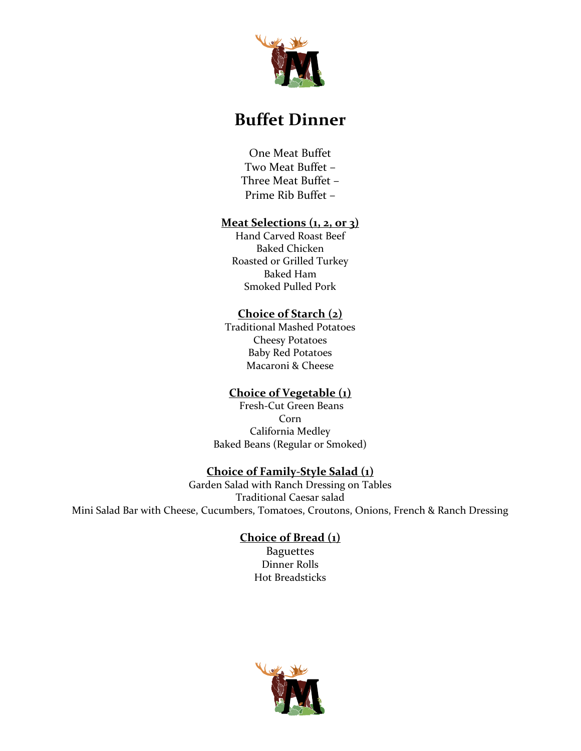# Buffet Dinner

One Meat Buffet
Two Meat Buffet –
Three Meat Buffet –
Prime Rib Buffet –

**Meat Selections (1, 2, or 3)**

Hand Carved Roast Beef
Baked Chicken
Roasted or Grilled Turkey
Baked Ham
Smoked Pulled Pork

**Choice of Starch (2)**

Traditional Mashed Potatoes
Cheesy Potatoes
Baby Red Potatoes
Macaroni & Cheese

**Choice of Vegetable (1)**

Fresh-Cut Green Beans
Corn
California Medley
Baked Beans (Regular or Smoked)

**Choice of Family-Style Salad (1)**

Garden Salad with Ranch Dressing on Tables
Traditional Caesar salad
Mini Salad Bar with Cheese, Cucumbers, Tomatoes, Croutons, Onions, French & Ranch Dressing

**Choice of Bread (1)**

Baguettes
Dinner Rolls
Hot Breadsticks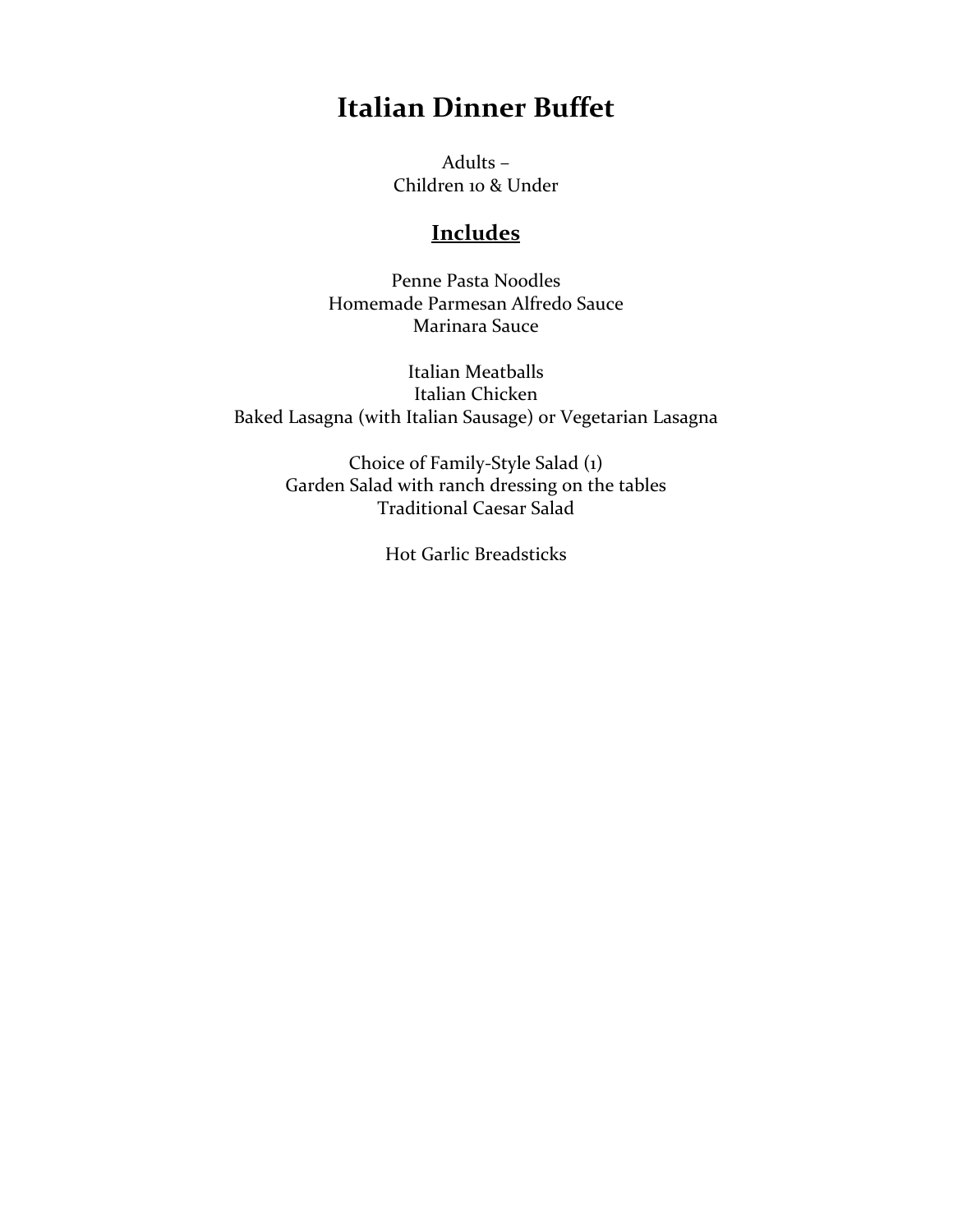# Italian Dinner Buffet

Adults –
Children 10 & Under

## Includes

Penne Pasta Noodles
Homemade Parmesan Alfredo Sauce
Marinara Sauce

Italian Meatballs
Italian Chicken
Baked Lasagna (with Italian Sausage) or Vegetarian Lasagna

Choice of Family-Style Salad (1)
Garden Salad with ranch dressing on the tables
Traditional Caesar Salad

Hot Garlic Breadsticks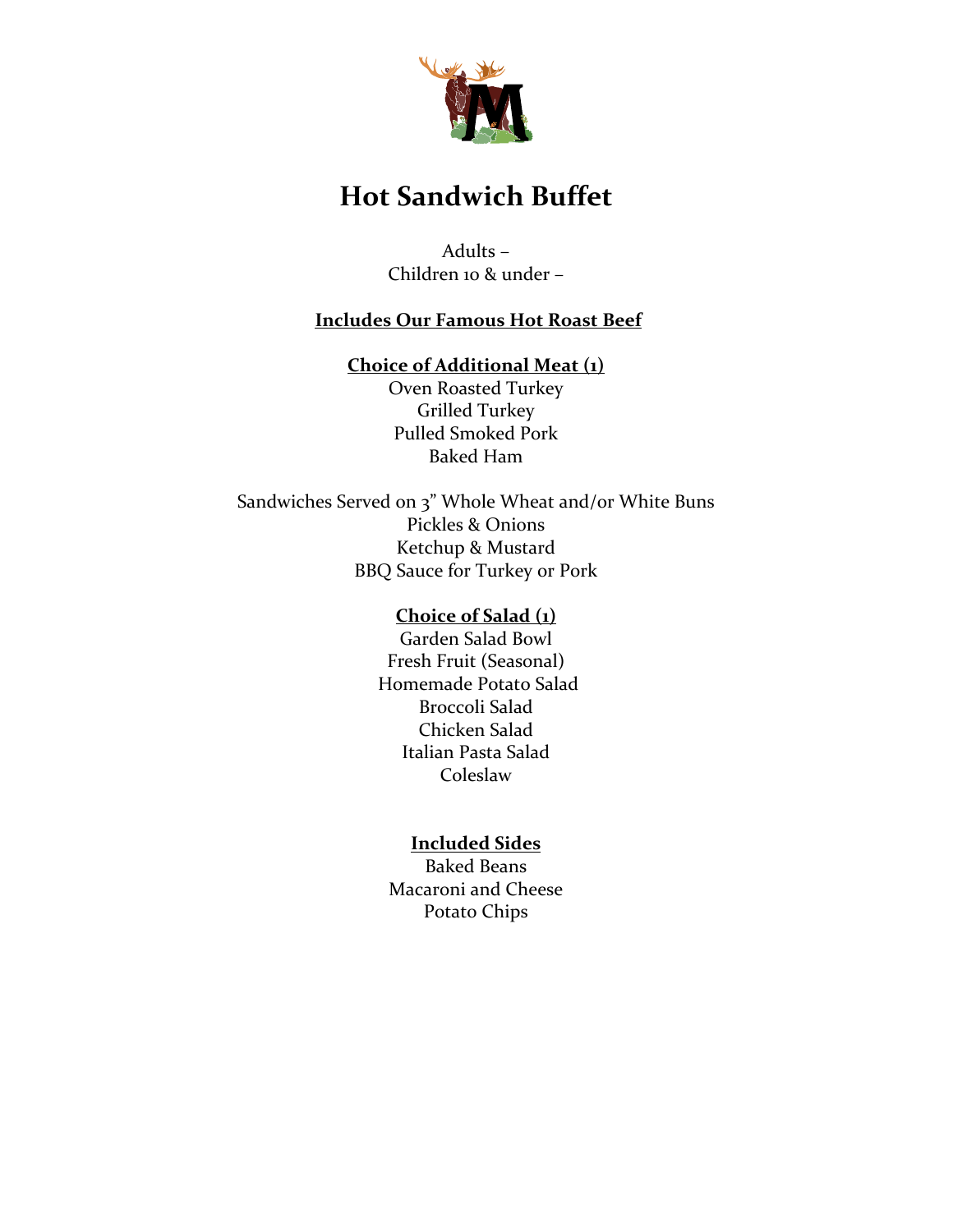# Hot Sandwich Buffet

Adults –
Children 10 & under –

**Includes Our Famous Hot Roast Beef**

**Choice of Additional Meat (1)**

Oven Roasted Turkey
Grilled Turkey
Pulled Smoked Pork
Baked Ham

Sandwiches Served on 3" Whole Wheat and/or White Buns
Pickles & Onions
Ketchup & Mustard
BBQ Sauce for Turkey or Pork

**Choice of Salad (1)**

Garden Salad Bowl
Fresh Fruit (Seasonal)
Homemade Potato Salad
Broccoli Salad
Chicken Salad
Italian Pasta Salad
Coleslaw

**Included Sides**

Baked Beans
Macaroni and Cheese
Potato Chips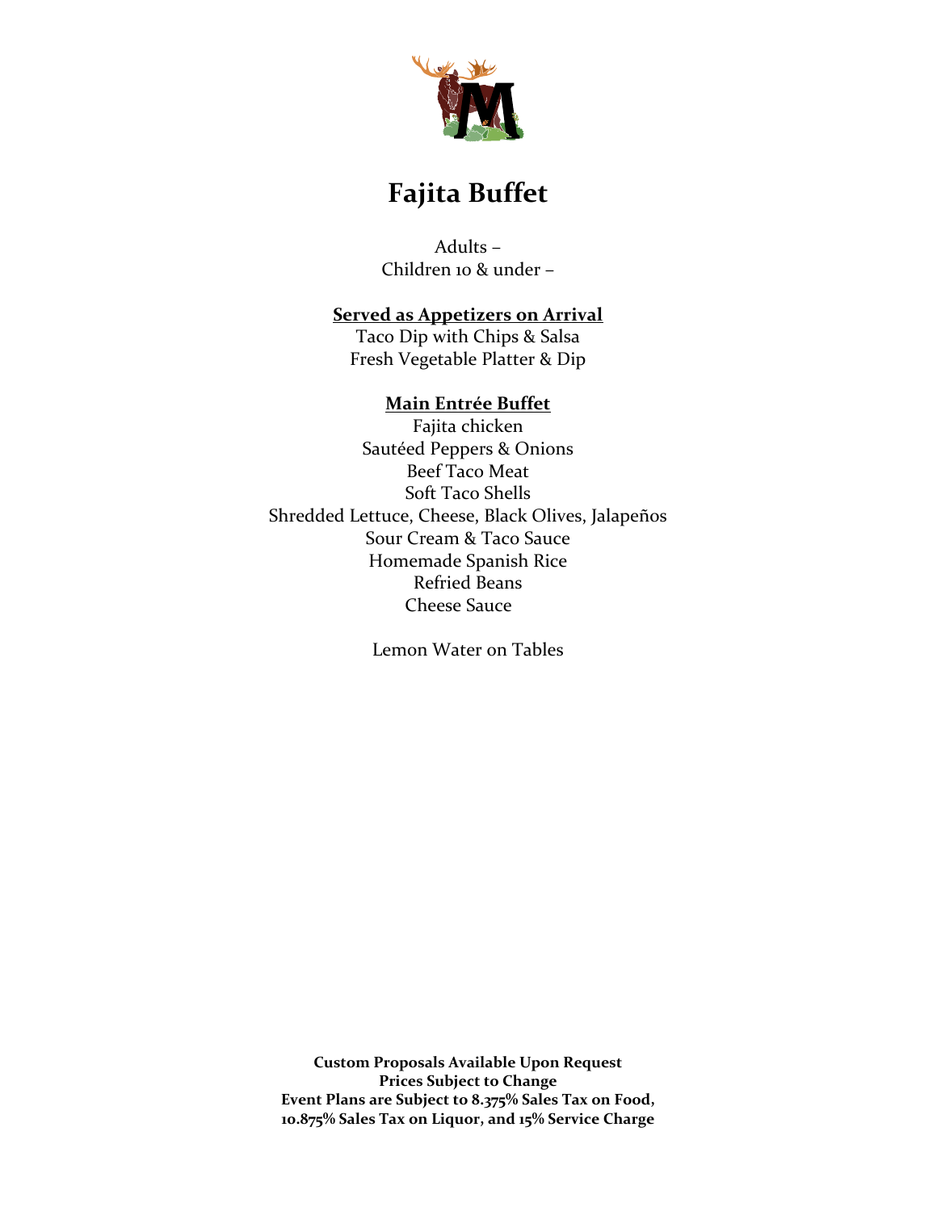# Fajita Buffet

Adults –
Children 10 & under –

**Served as Appetizers on Arrival**

Taco Dip with Chips & Salsa
Fresh Vegetable Platter & Dip

**Main Entrée Buffet**

Fajita chicken
Sautéed Peppers & Onions
Beef Taco Meat
Soft Taco Shells
Shredded Lettuce, Cheese, Black Olives, Jalapeños
Sour Cream & Taco Sauce
Homemade Spanish Rice
Refried Beans
Cheese Sauce

Lemon Water on Tables

**Custom Proposals Available Upon Request**
**Prices Subject to Change**
**Event Plans are Subject to 8.375% Sales Tax on Food, 10.875% Sales Tax on Liquor, and 15% Service Charge**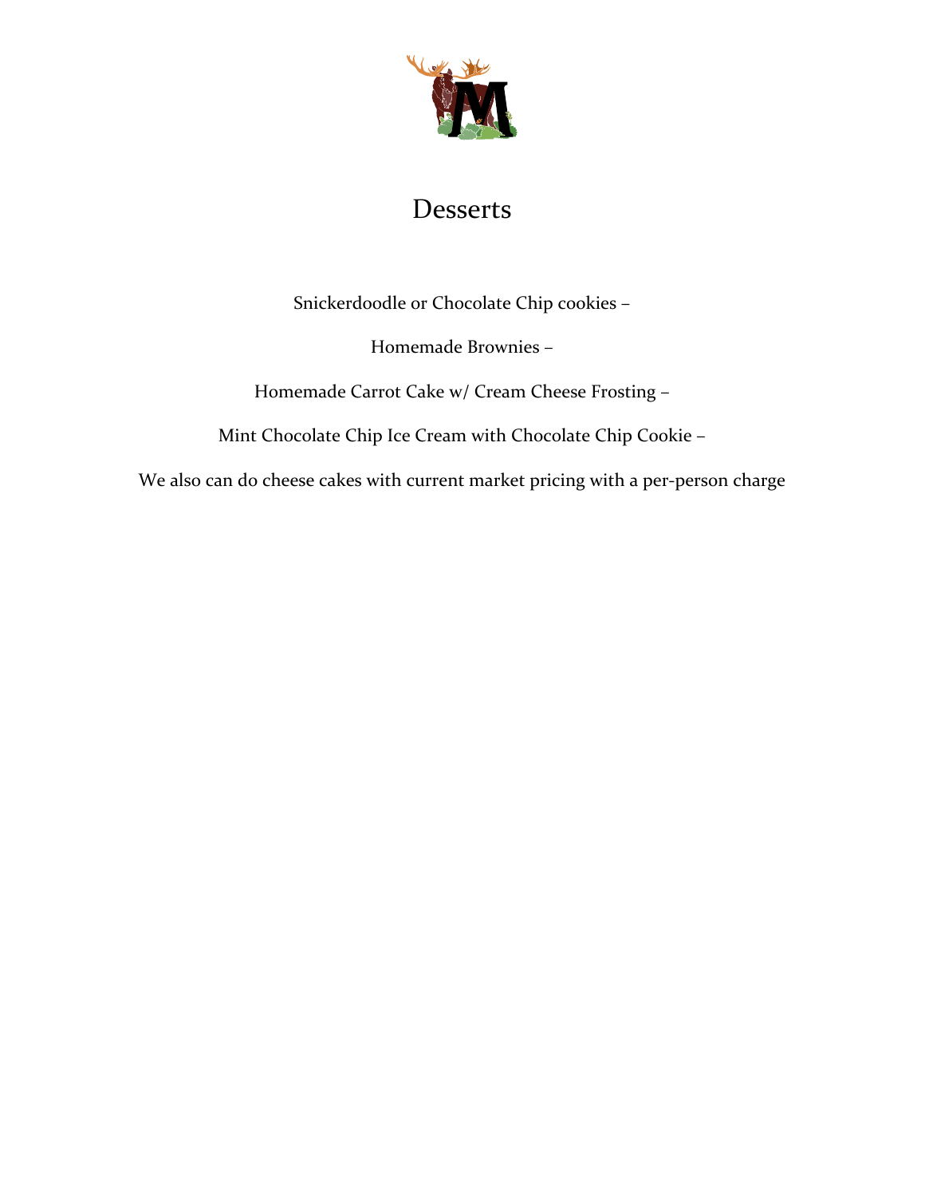# Desserts

Snickerdoodle or Chocolate Chip cookies –

Homemade Brownies –

Homemade Carrot Cake w/ Cream Cheese Frosting –

Mint Chocolate Chip Ice Cream with Chocolate Chip Cookie –

We also can do cheese cakes with current market pricing with a per-person charge